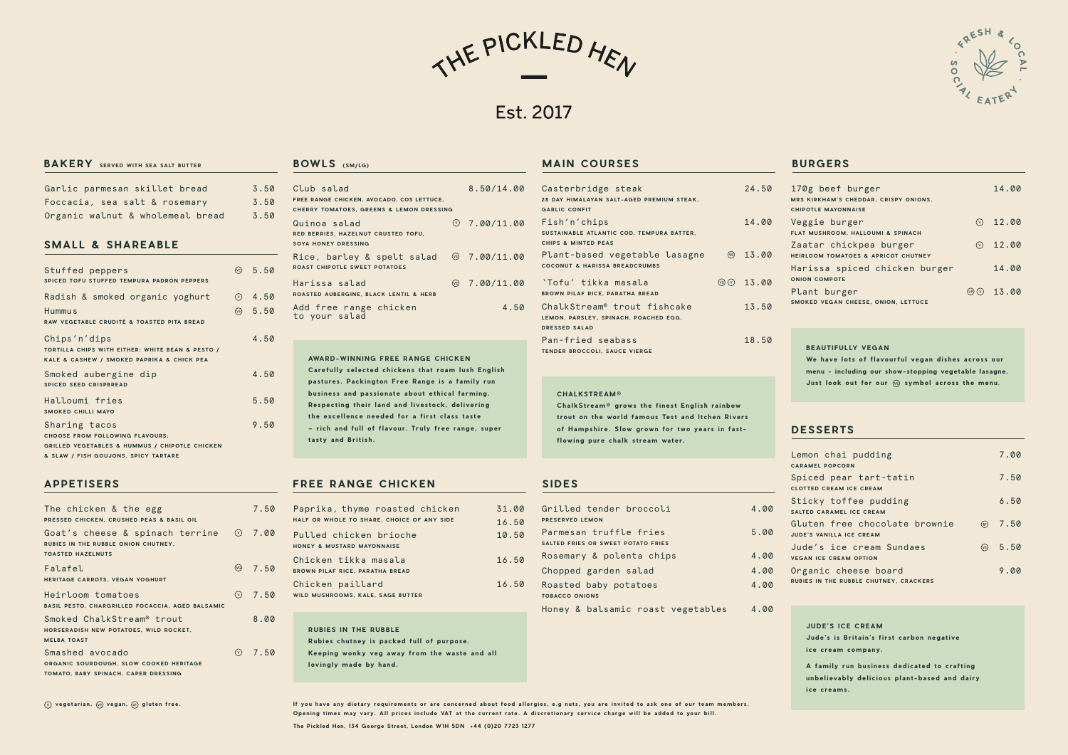# THE PICKLED HEN

Est. 2017

FRESH & LOCAL · SOCIAL EATERY ·

## BAKERY SERVED WITH SEA SALT BUTTER

| Item | Price |
|---|---|
| Garlic parmesan skillet bread | 3.50 |
| Foccacia, sea salt & rosemary | 3.50 |
| Organic walnut & wholemeal bread | 3.50 |

## SMALL & SHAREABLE

| Item | | Price |
|---|---|---|
| Stuffed peppers<br>SPICED TOFU STUFFED TEMPURA PADRÓN PEPPERS | (VG) | 5.50 |
| Radish & smoked organic yoghurt | (V) | 4.50 |
| Hummus<br>RAW VEGETABLE CRUDITÉ & TOASTED PITA BREAD | (VG) | 5.50 |
| Chips'n'dips<br>TORTILLA CHIPS WITH EITHER: WHITE BEAN & PESTO / KALE & CASHEW / SMOKED PAPRIKA & CHICK PEA | | 4.50 |
| Smoked aubergine dip<br>SPICED SEED CRISPBREAD | | 4.50 |
| Halloumi fries<br>SMOKED CHILLI MAYO | | 5.50 |
| Sharing tacos<br>CHOOSE FROM FOLLOWING FLAVOURS: GRILLED VEGETABLES & HUMMUS / CHIPOTLE CHICKEN & SLAW / FISH GOUJONS, SPICY TARTARE | | 9.50 |

## APPETISERS

| Item | | Price |
|---|---|---|
| The chicken & the egg<br>PRESSED CHICKEN, CRUSHED PEAS & BASIL OIL | | 7.50 |
| Goat's cheese & spinach terrine<br>RUBIES IN THE RUBBLE ONION CHUTNEY, TOASTED HAZELNUTS | (V) | 7.00 |
| Falafel<br>HERITAGE CARROTS, VEGAN YOGHURT | (VG) | 7.50 |
| Heirloom tomatoes<br>BASIL PESTO, CHARGRILLED FOCACCIA, AGED BALSAMIC | (V) | 7.50 |
| Smoked ChalkStream® trout<br>HORSERADISH NEW POTATOES, WILD ROCKET, MELBA TOAST | | 8.00 |
| Smashed avocado<br>ORGANIC SOURDOUGH, SLOW COOKED HERITAGE TOMATO, BABY SPINACH, CAPER DRESSING | (V) | 7.50 |

(V) vegetarian, (VG) vegan, (GF) gluten free.

## BOWLS (SM/LG)

| Item | | Price |
|---|---|---|
| Club salad<br>FREE RANGE CHICKEN, AVOCADO, COS LETTUCE, CHERRY TOMATOES, GREENS & LEMON DRESSING | | 8.50/14.00 |
| Quinoa salad<br>RED BERRIES, HAZELNUT CRUSTED TOFU, SOYA HONEY DRESSING | (V) | 7.00/11.00 |
| Rice, barley & spelt salad<br>ROAST CHIPOTLE SWEET POTATOES | (VG) | 7.00/11.00 |
| Harissa salad<br>ROASTED AUBERGINE, BLACK LENTIL & HERB | (VG) | 7.00/11.00 |
| Add free range chicken to your salad | | 4.50 |

**AWARD-WINNING FREE RANGE CHICKEN**

**Carefully selected chickens that roam lush English pastures. Packington Free Range is a family run business and passionate about ethical farming. Respecting their land and livestock, delivering the excellence needed for a first class taste – rich and full of flavour. Truly free range, super tasty and British.**

## FREE RANGE CHICKEN

| Item | Price |
|---|---|
| Paprika, thyme roasted chicken<br>HALF OR WHOLE TO SHARE, CHOICE OF ANY SIDE | 31.00<br>16.50 |
| Pulled chicken brioche<br>HONEY & MUSTARD MAYONNAISE | 10.50 |
| Chicken tikka masala<br>BROWN PILAF RICE, PARATHA BREAD | 16.50 |
| Chicken paillard<br>WILD MUSHROOMS, KALE, SAGE BUTTER | 16.50 |

**RUBIES IN THE RUBBLE**

**Rubies chutney is packed full of purpose. Keeping wonky veg away from the waste and all lovingly made by hand.**

## MAIN COURSES

| Item | | Price |
|---|---|---|
| Casterbridge steak<br>28 DAY HIMALAYAN SALT-AGED PREMIUM STEAK, GARLIC CONFIT | | 24.50 |
| Fish'n'chips<br>SUSTAINABLE ATLANTIC COD, TEMPURA BATTER, CHIPS & MINTED PEAS | | 14.00 |
| Plant-based vegetable lasagne<br>COCONUT & HARISSA BREADCRUMBS | (VG) | 13.00 |
| 'Tofu' tikka masala<br>BROWN PILAF RICE, PARATHA BREAD | (VG) (V) | 13.00 |
| ChalkStream® trout fishcake<br>LEMON, PARSLEY, SPINACH, POACHED EGG, DRESSED SALAD | | 13.50 |
| Pan-fried seabass<br>TENDER BROCCOLI, SAUCE VIERGE | | 18.50 |

**CHALKSTREAM®**

**ChalkStream® grows the finest English rainbow trout on the world famous Test and Itchen Rivers of Hampshire. Slow grown for two years in fast-flowing pure chalk stream water.**

## SIDES

| Item | Price |
|---|---|
| Grilled tender broccoli<br>PRESERVED LEMON | 4.00 |
| Parmesan truffle fries<br>SALTED FRIES OR SWEET POTATO FRIES | 5.00 |
| Rosemary & polenta chips | 4.00 |
| Chopped garden salad | 4.00 |
| Roasted baby potatoes<br>TOBACCO ONIONS | 4.00 |
| Honey & balsamic roast vegetables | 4.00 |

## BURGERS

| Item | | Price |
|---|---|---|
| 170g beef burger<br>MRS KIRKHAM'S CHEDDAR, CRISPY ONIONS, CHIPOTLE MAYONNAISE | | 14.00 |
| Veggie burger<br>FLAT MUSHROOM, HALLOUMI & SPINACH | (V) | 12.00 |
| Zaatar chickpea burger<br>HEIRLOOM TOMATOES & APRICOT CHUTNEY | (V) | 12.00 |
| Harissa spiced chicken burger<br>ONION COMPOTE | | 14.00 |
| Plant burger<br>SMOKED VEGAN CHEESE, ONION, LETTUCE | (VG) (V) | 13.00 |

**BEAUTIFULLY VEGAN**

**We have lots of flavourful vegan dishes across our menu – including our show-stopping vegetable lasagne. Just look out for our (VG) symbol across the menu.**

## DESSERTS

| Item | | Price |
|---|---|---|
| Lemon chai pudding<br>CARAMEL POPCORN | | 7.00 |
| Spiced pear tart-tatin<br>CLOTTED CREAM ICE CREAM | | 7.50 |
| Sticky toffee pudding<br>SALTED CARAMEL ICE CREAM | | 6.50 |
| Gluten free chocolate brownie<br>JUDE'S VANILLA ICE CREAM | (GF) | 7.50 |
| Jude's ice cream Sundaes<br>VEGAN ICE CREAM OPTION | (VG) | 5.50 |
| Organic cheese board<br>RUBIES IN THE RUBBLE CHUTNEY, CRACKERS | | 9.00 |

**JUDE'S ICE CREAM**

**Jude's is Britain's first carbon negative ice cream company.**

**A family run business dedicated to crafting unbelievably delicious plant-based and dairy ice creams.**

**If you have any dietary requirements or are concerned about food allergies, e.g nuts, you are invited to ask one of our team members. Opening times may vary. All prices include VAT at the current rate. A discretionary service charge will be added to your bill.**

**The Pickled Hen, 134 George Street, London W1H 5DN +44 (0)20 7723 1277**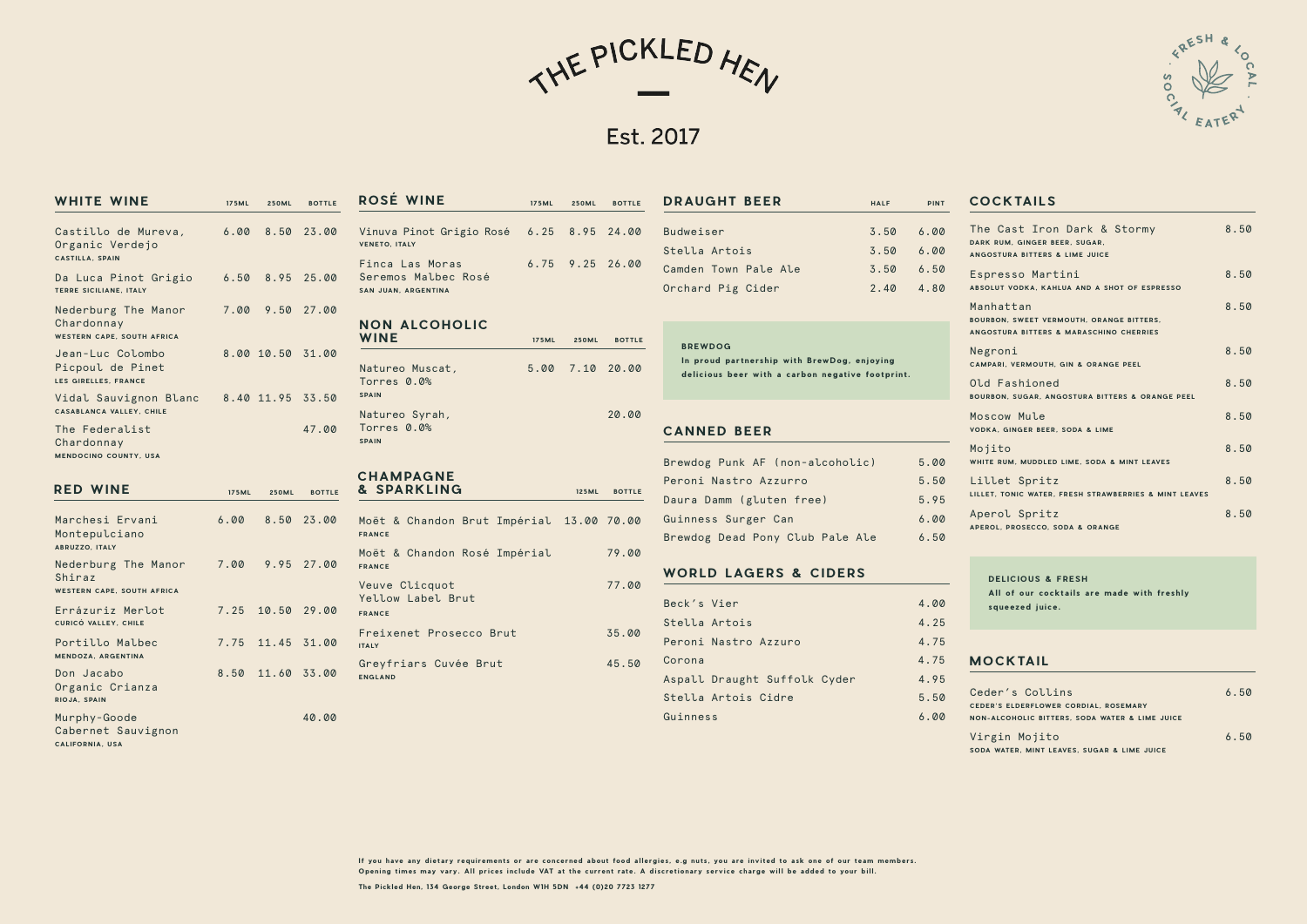# THE PICKLED HEN

Est. 2017

FRESH & LOCAL · SOCIAL EATERY ·

## WHITE WINE

| | 175ML | 250ML | BOTTLE |
|---|---|---|---|
| Castillo de Mureva, Organic Verdejo<br>CASTILLA, SPAIN | 6.00 | 8.50 | 23.00 |
| Da Luca Pinot Grigio<br>TERRE SICILIANE, ITALY | 6.50 | 8.95 | 25.00 |
| Nederburg The Manor Chardonnay<br>WESTERN CAPE, SOUTH AFRICA | 7.00 | 9.50 | 27.00 |
| Jean-Luc Colombo Picpoul de Pinet<br>LES GIRELLES, FRANCE | 8.00 | 10.50 | 31.00 |
| Vidal Sauvignon Blanc<br>CASABLANCA VALLEY, CHILE | 8.40 | 11.95 | 33.50 |
| The Federalist Chardonnay<br>MENDOCINO COUNTY, USA | | | 47.00 |

## RED WINE

| | 175ML | 250ML | BOTTLE |
|---|---|---|---|
| Marchesi Ervani Montepulciano<br>ABRUZZO, ITALY | 6.00 | 8.50 | 23.00 |
| Nederburg The Manor Shiraz<br>WESTERN CAPE, SOUTH AFRICA | 7.00 | 9.95 | 27.00 |
| Errázuriz Merlot<br>CURICÓ VALLEY, CHILE | 7.25 | 10.50 | 29.00 |
| Portillo Malbec<br>MENDOZA, ARGENTINA | 7.75 | 11.45 | 31.00 |
| Don Jacabo Organic Crianza<br>RIOJA, SPAIN | 8.50 | 11.60 | 33.00 |
| Murphy-Goode Cabernet Sauvignon<br>CALIFORNIA, USA | | | 40.00 |

## ROSÉ WINE

| | 175ML | 250ML | BOTTLE |
|---|---|---|---|
| Vinuva Pinot Grigio Rosé<br>VENETO, ITALY | 6.25 | 8.95 | 24.00 |
| Finca Las Moras Seremos Malbec Rosé<br>SAN JUAN, ARGENTINA | 6.75 | 9.25 | 26.00 |

## NON ALCOHOLIC WINE

| | 175ML | 250ML | BOTTLE |
|---|---|---|---|
| Natureo Muscat, Torres 0.0%<br>SPAIN | 5.00 | 7.10 | 20.00 |
| Natureo Syrah, Torres 0.0%<br>SPAIN | | | 20.00 |

## CHAMPAGNE & SPARKLING

| | 125ML | BOTTLE |
|---|---|---|
| Moët & Chandon Brut Impérial<br>FRANCE | 13.00 | 70.00 |
| Moët & Chandon Rosé Impérial<br>FRANCE | | 79.00 |
| Veuve Clicquot Yellow Label Brut<br>FRANCE | | 77.00 |
| Freixenet Prosecco Brut<br>ITALY | | 35.00 |
| Greyfriars Cuvée Brut<br>ENGLAND | | 45.50 |

## DRAUGHT BEER

| | HALF | PINT |
|---|---|---|
| Budweiser | 3.50 | 6.00 |
| Stella Artois | 3.50 | 6.00 |
| Camden Town Pale Ale | 3.50 | 6.50 |
| Orchard Pig Cider | 2.40 | 4.80 |

**BREWDOG**
**In proud partnership with BrewDog, enjoying delicious beer with a carbon negative footprint.**

## CANNED BEER

| | |
|---|---|
| Brewdog Punk AF (non-alcoholic) | 5.00 |
| Peroni Nastro Azzurro | 5.50 |
| Daura Damm (gluten free) | 5.95 |
| Guinness Surger Can | 6.00 |
| Brewdog Dead Pony Club Pale Ale | 6.50 |

## WORLD LAGERS & CIDERS

| | |
|---|---|
| Beck's Vier | 4.00 |
| Stella Artois | 4.25 |
| Peroni Nastro Azzuro | 4.75 |
| Corona | 4.75 |
| Aspall Draught Suffolk Cyder | 4.95 |
| Stella Artois Cidre | 5.50 |
| Guinness | 6.00 |

## COCKTAILS

| | |
|---|---|
| The Cast Iron Dark & Stormy<br>DARK RUM, GINGER BEER, SUGAR, ANGOSTURA BITTERS & LIME JUICE | 8.50 |
| Espresso Martini<br>ABSOLUT VODKA, KAHLUA AND A SHOT OF ESPRESSO | 8.50 |
| Manhattan<br>BOURBON, SWEET VERMOUTH, ORANGE BITTERS, ANGOSTURA BITTERS & MARASCHINO CHERRIES | 8.50 |
| Negroni<br>CAMPARI, VERMOUTH, GIN & ORANGE PEEL | 8.50 |
| Old Fashioned<br>BOURBON, SUGAR, ANGOSTURA BITTERS & ORANGE PEEL | 8.50 |
| Moscow Mule<br>VODKA, GINGER BEER, SODA & LIME | 8.50 |
| Mojito<br>WHITE RUM, MUDDLED LIME, SODA & MINT LEAVES | 8.50 |
| Lillet Spritz<br>LILLET, TONIC WATER, FRESH STRAWBERRIES & MINT LEAVES | 8.50 |
| Aperol Spritz<br>APEROL, PROSECCO, SODA & ORANGE | 8.50 |

**DELICIOUS & FRESH**
**All of our cocktails are made with freshly squeezed juice.**

## MOCKTAIL

| | |
|---|---|
| Ceder's Collins<br>CEDER'S ELDERFLOWER CORDIAL, ROSEMARY NON-ALCOHOLIC BITTERS, SODA WATER & LIME JUICE | 6.50 |
| Virgin Mojito<br>SODA WATER, MINT LEAVES, SUGAR & LIME JUICE | 6.50 |

**If you have any dietary requirements or are concerned about food allergies, e.g nuts, you are invited to ask one of our team members. Opening times may vary. All prices include VAT at the current rate. A discretionary service charge will be added to your bill.**

**The Pickled Hen, 134 George Street, London W1H 5DN +44 (0)20 7723 1277**